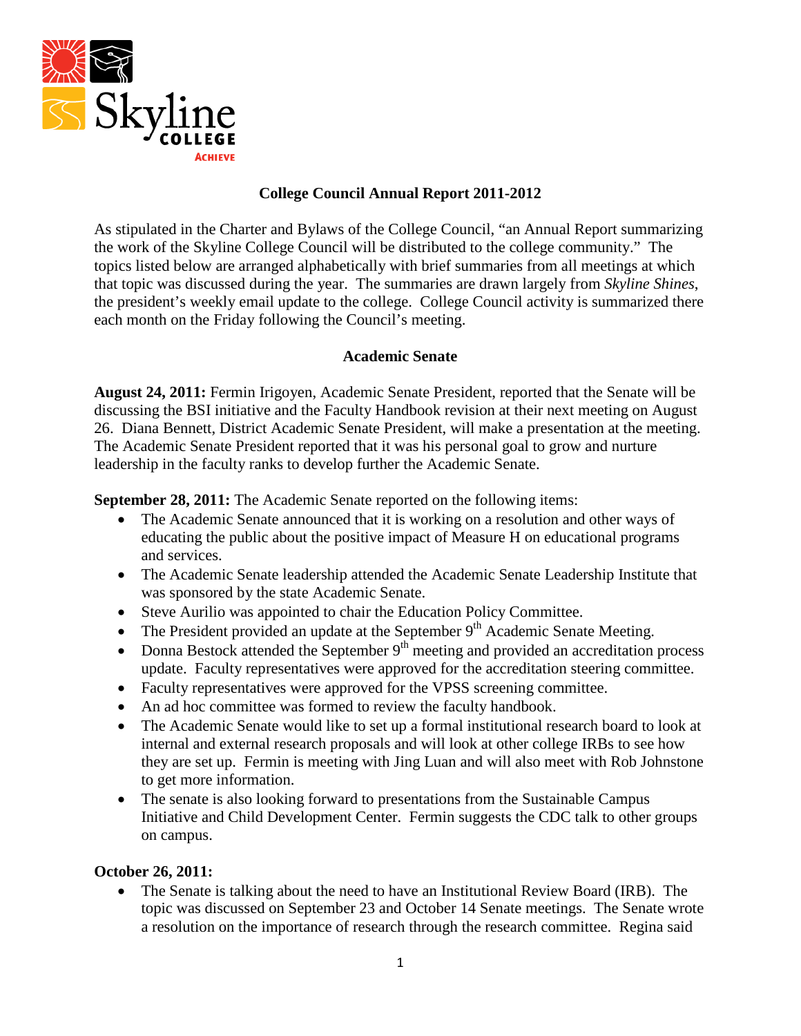# College Council Annual Report 2011-2012

As stipulated in the Charter and Bylaws of the College Council, "an Annual Report summarizing the work of the Skyline College Council will be distributed to the college community." The topics listed below are arranged alphabetically with brief summaries from all meetings at which that topic was discussed during the year. The summaries are drawn largely from *Skyline Shines*, the president's weekly email update to the college. College Council activity is summarized there each month on the Friday following the Council's meeting.

## Academic Senate

**August 24, 2011:** Fermin Irigoyen, Academic Senate President, reported that the Senate will be discussing the BSI initiative and the Faculty Handbook revision at their next meeting on August 26. Diana Bennett, District Academic Senate President, will make a presentation at the meeting. The Academic Senate President reported that it was his personal goal to grow and nurture leadership in the faculty ranks to develop further the Academic Senate.

**September 28, 2011:** The Academic Senate reported on the following items:

- The Academic Senate announced that it is working on a resolution and other ways of educating the public about the positive impact of Measure H on educational programs and services.
- The Academic Senate leadership attended the Academic Senate Leadership Institute that was sponsored by the state Academic Senate.
- Steve Aurilio was appointed to chair the Education Policy Committee.
- The President provided an update at the September 9th Academic Senate Meeting.
- Donna Bestock attended the September 9th meeting and provided an accreditation process update. Faculty representatives were approved for the accreditation steering committee.
- Faculty representatives were approved for the VPSS screening committee.
- An ad hoc committee was formed to review the faculty handbook.
- The Academic Senate would like to set up a formal institutional research board to look at internal and external research proposals and will look at other college IRBs to see how they are set up. Fermin is meeting with Jing Luan and will also meet with Rob Johnstone to get more information.
- The senate is also looking forward to presentations from the Sustainable Campus Initiative and Child Development Center. Fermin suggests the CDC talk to other groups on campus.

**October 26, 2011:**

- The Senate is talking about the need to have an Institutional Review Board (IRB). The topic was discussed on September 23 and October 14 Senate meetings. The Senate wrote a resolution on the importance of research through the research committee. Regina said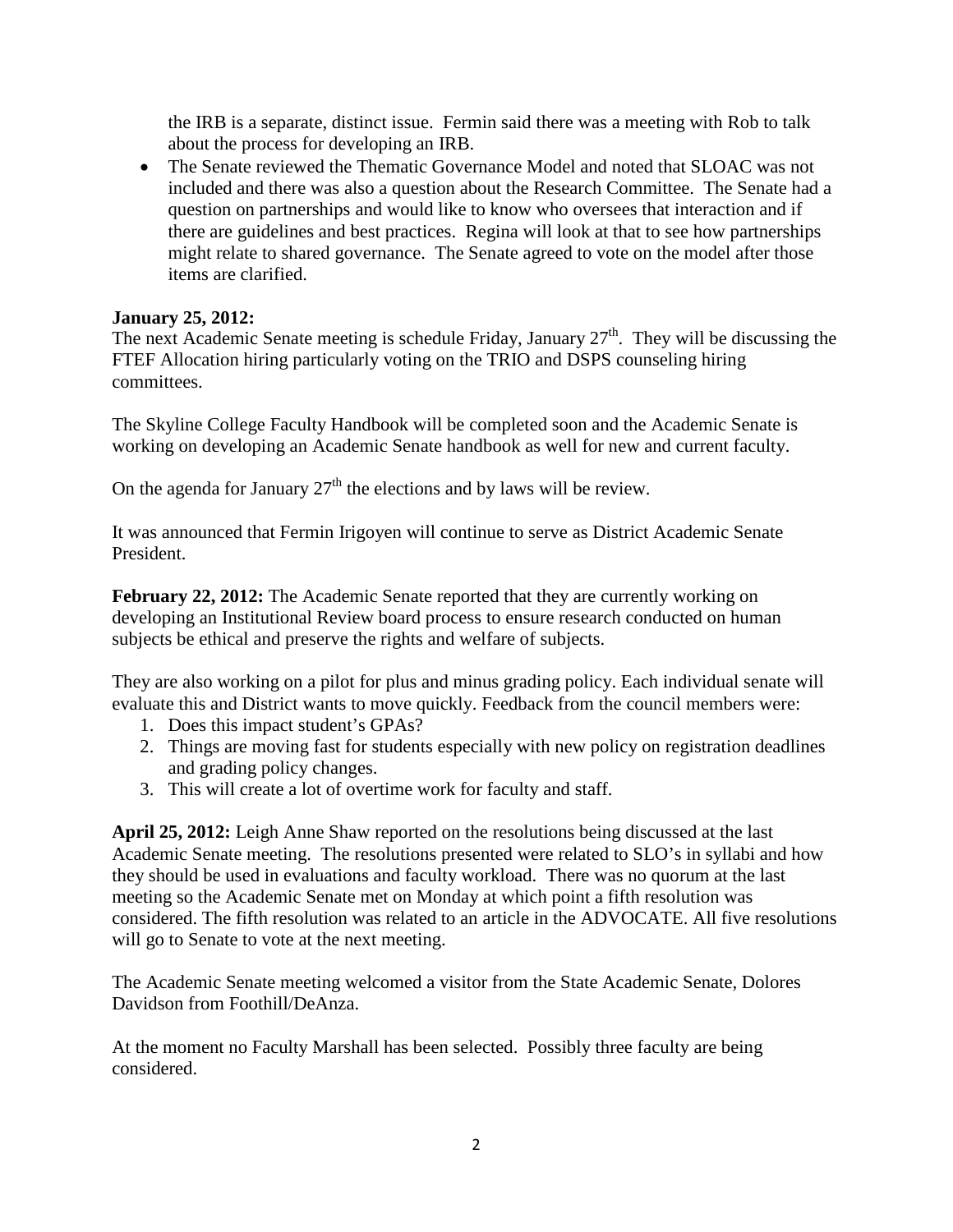the IRB is a separate, distinct issue.  Fermin said there was a meeting with Rob to talk about the process for developing an IRB.

- The Senate reviewed the Thematic Governance Model and noted that SLOAC was not included and there was also a question about the Research Committee.  The Senate had a question on partnerships and would like to know who oversees that interaction and if there are guidelines and best practices.  Regina will look at that to see how partnerships might relate to shared governance.  The Senate agreed to vote on the model after those items are clarified.

**January 25, 2012:**

The next Academic Senate meeting is schedule Friday, January 27th.  They will be discussing the FTEF Allocation hiring particularly voting on the TRIO and DSPS counseling hiring committees.

The Skyline College Faculty Handbook will be completed soon and the Academic Senate is working on developing an Academic Senate handbook as well for new and current faculty.

On the agenda for January 27th the elections and by laws will be review.

It was announced that Fermin Irigoyen will continue to serve as District Academic Senate President.

**February 22, 2012:** The Academic Senate reported that they are currently working on developing an Institutional Review board process to ensure research conducted on human subjects be ethical and preserve the rights and welfare of subjects.

They are also working on a pilot for plus and minus grading policy. Each individual senate will evaluate this and District wants to move quickly. Feedback from the council members were:

1. Does this impact student's GPAs?
2. Things are moving fast for students especially with new policy on registration deadlines and grading policy changes.
3. This will create a lot of overtime work for faculty and staff.

**April 25, 2012:** Leigh Anne Shaw reported on the resolutions being discussed at the last Academic Senate meeting.  The resolutions presented were related to SLO's in syllabi and how they should be used in evaluations and faculty workload.  There was no quorum at the last meeting so the Academic Senate met on Monday at which point a fifth resolution was considered. The fifth resolution was related to an article in the ADVOCATE. All five resolutions will go to Senate to vote at the next meeting.

The Academic Senate meeting welcomed a visitor from the State Academic Senate, Dolores Davidson from Foothill/DeAnza.

At the moment no Faculty Marshall has been selected.  Possibly three faculty are being considered.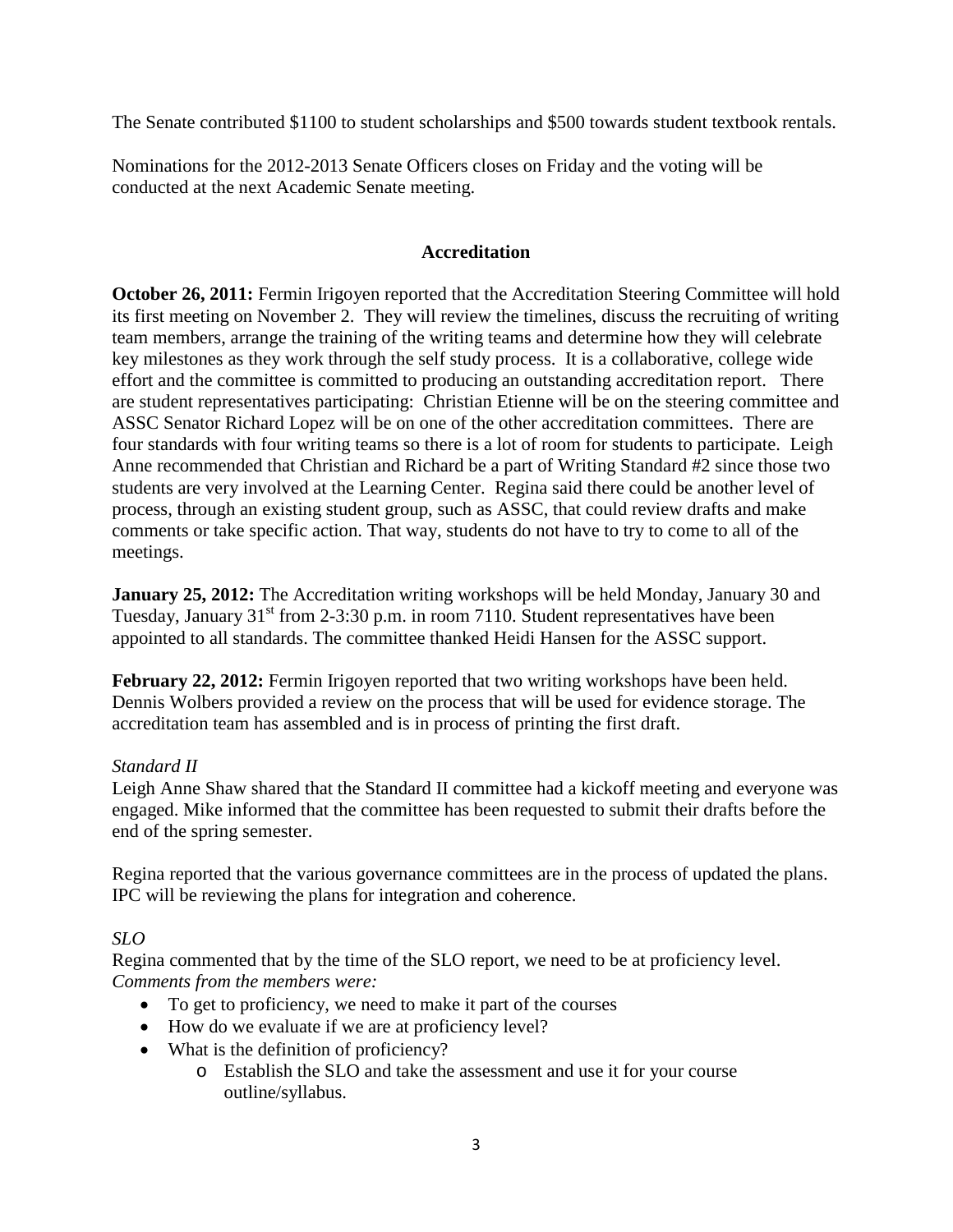The Senate contributed $1100 to student scholarships and $500 towards student textbook rentals.

Nominations for the 2012-2013 Senate Officers closes on Friday and the voting will be conducted at the next Academic Senate meeting.

## Accreditation

**October 26, 2011:** Fermin Irigoyen reported that the Accreditation Steering Committee will hold its first meeting on November 2. They will review the timelines, discuss the recruiting of writing team members, arrange the training of the writing teams and determine how they will celebrate key milestones as they work through the self study process. It is a collaborative, college wide effort and the committee is committed to producing an outstanding accreditation report. There are student representatives participating: Christian Etienne will be on the steering committee and ASSC Senator Richard Lopez will be on one of the other accreditation committees. There are four standards with four writing teams so there is a lot of room for students to participate. Leigh Anne recommended that Christian and Richard be a part of Writing Standard #2 since those two students are very involved at the Learning Center. Regina said there could be another level of process, through an existing student group, such as ASSC, that could review drafts and make comments or take specific action. That way, students do not have to try to come to all of the meetings.

**January 25, 2012:** The Accreditation writing workshops will be held Monday, January 30 and Tuesday, January 31st from 2-3:30 p.m. in room 7110. Student representatives have been appointed to all standards. The committee thanked Heidi Hansen for the ASSC support.

**February 22, 2012:** Fermin Irigoyen reported that two writing workshops have been held. Dennis Wolbers provided a review on the process that will be used for evidence storage. The accreditation team has assembled and is in process of printing the first draft.

*Standard II*

Leigh Anne Shaw shared that the Standard II committee had a kickoff meeting and everyone was engaged. Mike informed that the committee has been requested to submit their drafts before the end of the spring semester.

Regina reported that the various governance committees are in the process of updated the plans. IPC will be reviewing the plans for integration and coherence.

*SLO*

Regina commented that by the time of the SLO report, we need to be at proficiency level.
*Comments from the members were:*

- To get to proficiency, we need to make it part of the courses
- How do we evaluate if we are at proficiency level?
- What is the definition of proficiency?
  - Establish the SLO and take the assessment and use it for your course outline/syllabus.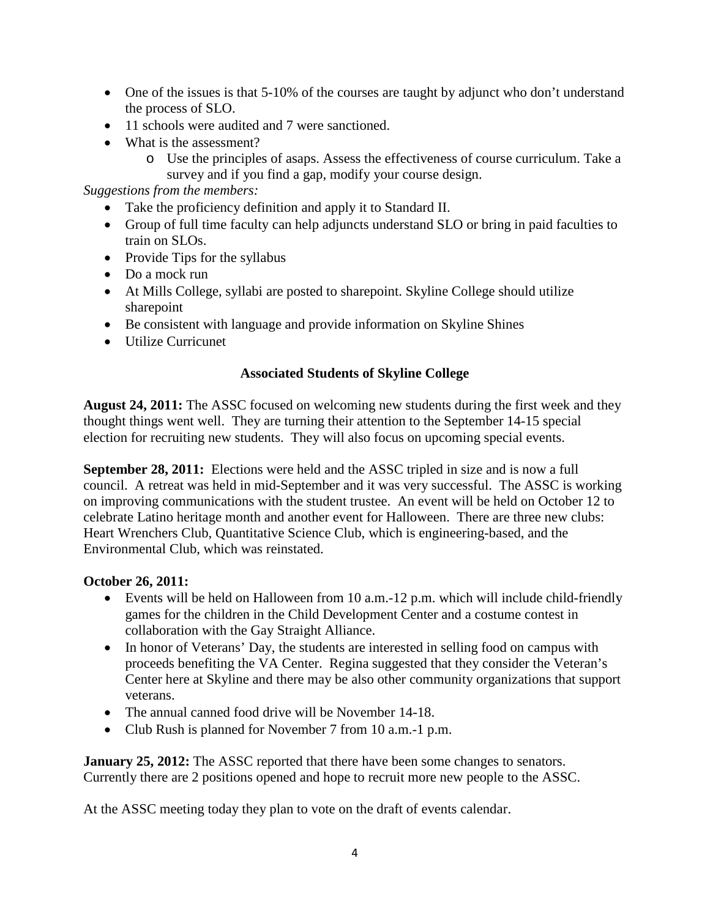- One of the issues is that 5-10% of the courses are taught by adjunct who don't understand the process of SLO.
- 11 schools were audited and 7 were sanctioned.
- What is the assessment?
  - Use the principles of asaps. Assess the effectiveness of course curriculum. Take a survey and if you find a gap, modify your course design.

*Suggestions from the members:*

- Take the proficiency definition and apply it to Standard II.
- Group of full time faculty can help adjuncts understand SLO or bring in paid faculties to train on SLOs.
- Provide Tips for the syllabus
- Do a mock run
- At Mills College, syllabi are posted to sharepoint. Skyline College should utilize sharepoint
- Be consistent with language and provide information on Skyline Shines
- Utilize Curricunet

## Associated Students of Skyline College

**August 24, 2011:** The ASSC focused on welcoming new students during the first week and they thought things went well. They are turning their attention to the September 14-15 special election for recruiting new students. They will also focus on upcoming special events.

**September 28, 2011:** Elections were held and the ASSC tripled in size and is now a full council. A retreat was held in mid-September and it was very successful. The ASSC is working on improving communications with the student trustee. An event will be held on October 12 to celebrate Latino heritage month and another event for Halloween. There are three new clubs: Heart Wrenchers Club, Quantitative Science Club, which is engineering-based, and the Environmental Club, which was reinstated.

**October 26, 2011:**

- Events will be held on Halloween from 10 a.m.-12 p.m. which will include child-friendly games for the children in the Child Development Center and a costume contest in collaboration with the Gay Straight Alliance.
- In honor of Veterans' Day, the students are interested in selling food on campus with proceeds benefiting the VA Center. Regina suggested that they consider the Veteran's Center here at Skyline and there may be also other community organizations that support veterans.
- The annual canned food drive will be November 14-18.
- Club Rush is planned for November 7 from 10 a.m.-1 p.m.

**January 25, 2012:** The ASSC reported that there have been some changes to senators. Currently there are 2 positions opened and hope to recruit more new people to the ASSC.

At the ASSC meeting today they plan to vote on the draft of events calendar.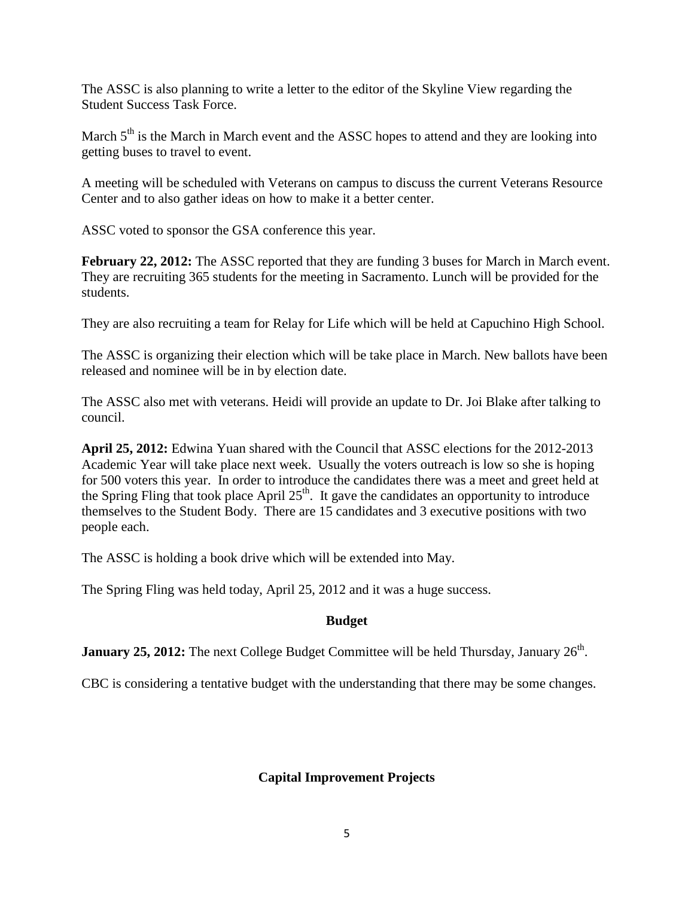The ASSC is also planning to write a letter to the editor of the Skyline View regarding the Student Success Task Force.

March 5th is the March in March event and the ASSC hopes to attend and they are looking into getting buses to travel to event.

A meeting will be scheduled with Veterans on campus to discuss the current Veterans Resource Center and to also gather ideas on how to make it a better center.

ASSC voted to sponsor the GSA conference this year.

**February 22, 2012:** The ASSC reported that they are funding 3 buses for March in March event. They are recruiting 365 students for the meeting in Sacramento. Lunch will be provided for the students.

They are also recruiting a team for Relay for Life which will be held at Capuchino High School.

The ASSC is organizing their election which will be take place in March. New ballots have been released and nominee will be in by election date.

The ASSC also met with veterans. Heidi will provide an update to Dr. Joi Blake after talking to council.

**April 25, 2012:** Edwina Yuan shared with the Council that ASSC elections for the 2012-2013 Academic Year will take place next week. Usually the voters outreach is low so she is hoping for 500 voters this year. In order to introduce the candidates there was a meet and greet held at the Spring Fling that took place April 25th. It gave the candidates an opportunity to introduce themselves to the Student Body. There are 15 candidates and 3 executive positions with two people each.

The ASSC is holding a book drive which will be extended into May.

The Spring Fling was held today, April 25, 2012 and it was a huge success.

## Budget

**January 25, 2012:** The next College Budget Committee will be held Thursday, January 26th.

CBC is considering a tentative budget with the understanding that there may be some changes.

## Capital Improvement Projects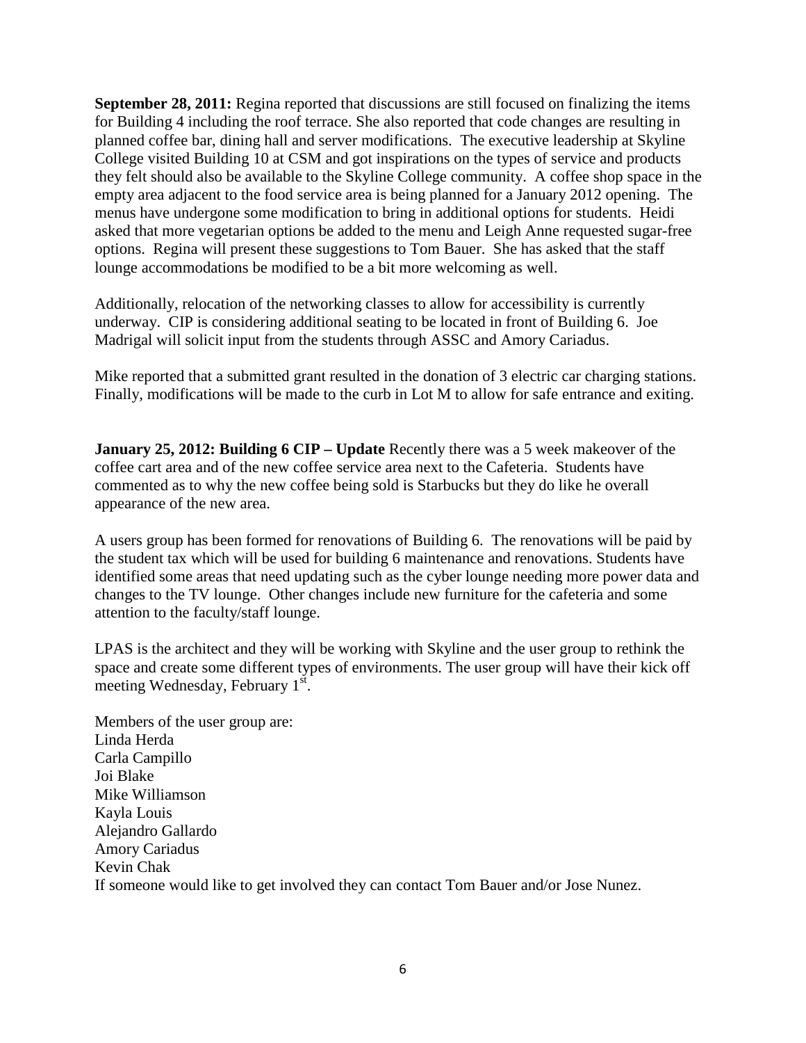**September 28, 2011:** Regina reported that discussions are still focused on finalizing the items for Building 4 including the roof terrace. She also reported that code changes are resulting in planned coffee bar, dining hall and server modifications. The executive leadership at Skyline College visited Building 10 at CSM and got inspirations on the types of service and products they felt should also be available to the Skyline College community. A coffee shop space in the empty area adjacent to the food service area is being planned for a January 2012 opening. The menus have undergone some modification to bring in additional options for students. Heidi asked that more vegetarian options be added to the menu and Leigh Anne requested sugar-free options. Regina will present these suggestions to Tom Bauer. She has asked that the staff lounge accommodations be modified to be a bit more welcoming as well.

Additionally, relocation of the networking classes to allow for accessibility is currently underway. CIP is considering additional seating to be located in front of Building 6. Joe Madrigal will solicit input from the students through ASSC and Amory Cariadus.

Mike reported that a submitted grant resulted in the donation of 3 electric car charging stations. Finally, modifications will be made to the curb in Lot M to allow for safe entrance and exiting.

**January 25, 2012: Building 6 CIP – Update** Recently there was a 5 week makeover of the coffee cart area and of the new coffee service area next to the Cafeteria. Students have commented as to why the new coffee being sold is Starbucks but they do like he overall appearance of the new area.

A users group has been formed for renovations of Building 6. The renovations will be paid by the student tax which will be used for building 6 maintenance and renovations. Students have identified some areas that need updating such as the cyber lounge needing more power data and changes to the TV lounge. Other changes include new furniture for the cafeteria and some attention to the faculty/staff lounge.

LPAS is the architect and they will be working with Skyline and the user group to rethink the space and create some different types of environments. The user group will have their kick off meeting Wednesday, February 1st.

Members of the user group are:
Linda Herda
Carla Campillo
Joi Blake
Mike Williamson
Kayla Louis
Alejandro Gallardo
Amory Cariadus
Kevin Chak
If someone would like to get involved they can contact Tom Bauer and/or Jose Nunez.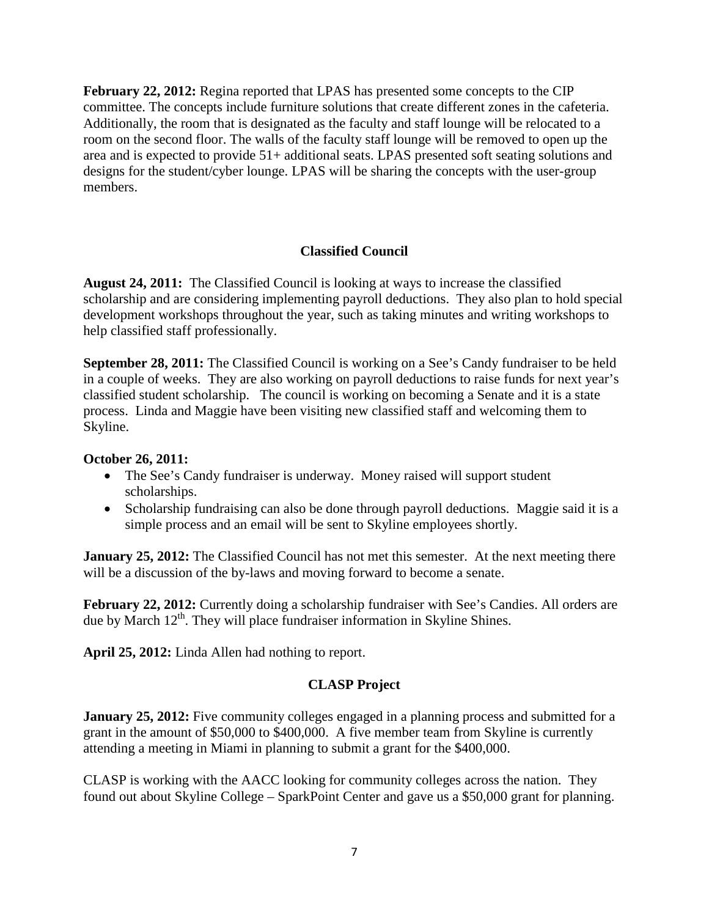**February 22, 2012:** Regina reported that LPAS has presented some concepts to the CIP committee. The concepts include furniture solutions that create different zones in the cafeteria. Additionally, the room that is designated as the faculty and staff lounge will be relocated to a room on the second floor. The walls of the faculty staff lounge will be removed to open up the area and is expected to provide 51+ additional seats. LPAS presented soft seating solutions and designs for the student/cyber lounge. LPAS will be sharing the concepts with the user-group members.

## Classified Council

**August 24, 2011:** The Classified Council is looking at ways to increase the classified scholarship and are considering implementing payroll deductions. They also plan to hold special development workshops throughout the year, such as taking minutes and writing workshops to help classified staff professionally.

**September 28, 2011:** The Classified Council is working on a See's Candy fundraiser to be held in a couple of weeks. They are also working on payroll deductions to raise funds for next year's classified student scholarship. The council is working on becoming a Senate and it is a state process. Linda and Maggie have been visiting new classified staff and welcoming them to Skyline.

**October 26, 2011:**

- The See's Candy fundraiser is underway. Money raised will support student scholarships.
- Scholarship fundraising can also be done through payroll deductions. Maggie said it is a simple process and an email will be sent to Skyline employees shortly.

**January 25, 2012:** The Classified Council has not met this semester. At the next meeting there will be a discussion of the by-laws and moving forward to become a senate.

**February 22, 2012:** Currently doing a scholarship fundraiser with See's Candies. All orders are due by March 12th. They will place fundraiser information in Skyline Shines.

**April 25, 2012:** Linda Allen had nothing to report.

## CLASP Project

**January 25, 2012:** Five community colleges engaged in a planning process and submitted for a grant in the amount of $50,000 to $400,000. A five member team from Skyline is currently attending a meeting in Miami in planning to submit a grant for the $400,000.

CLASP is working with the AACC looking for community colleges across the nation. They found out about Skyline College – SparkPoint Center and gave us a $50,000 grant for planning.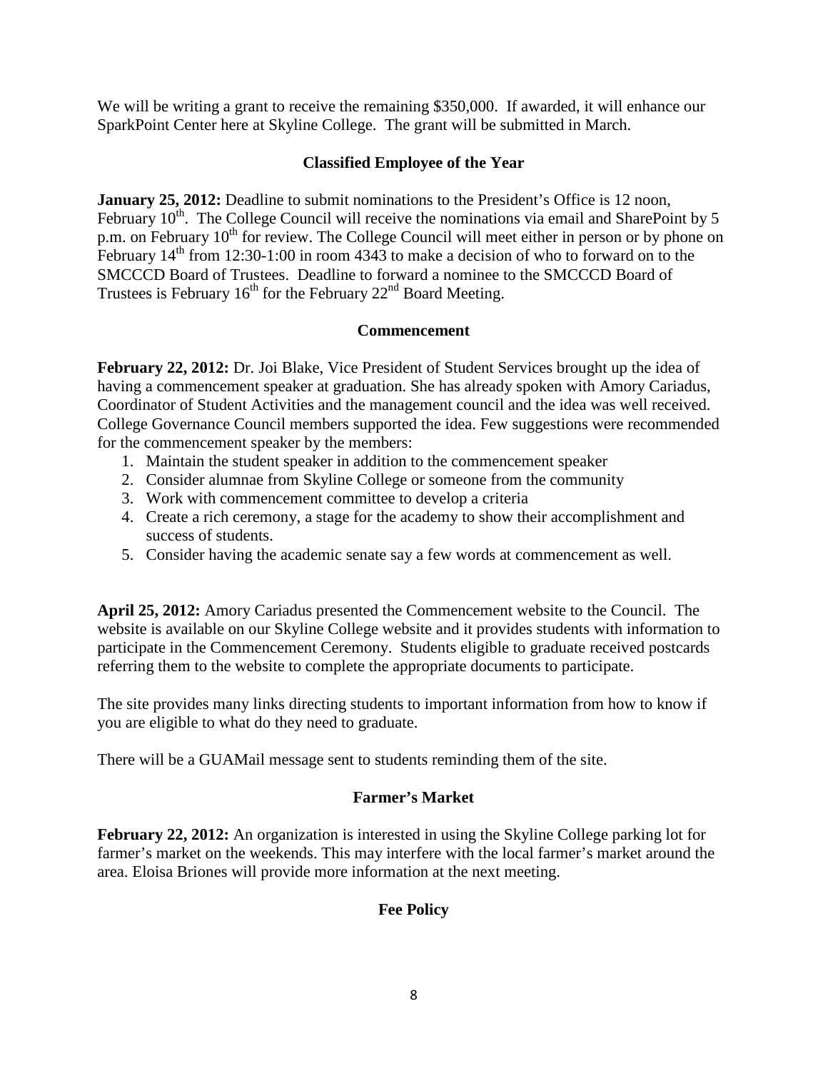We will be writing a grant to receive the remaining $350,000. If awarded, it will enhance our SparkPoint Center here at Skyline College. The grant will be submitted in March.

### Classified Employee of the Year

**January 25, 2012:** Deadline to submit nominations to the President's Office is 12 noon, February 10th. The College Council will receive the nominations via email and SharePoint by 5 p.m. on February 10th for review. The College Council will meet either in person or by phone on February 14th from 12:30-1:00 in room 4343 to make a decision of who to forward on to the SMCCCD Board of Trustees. Deadline to forward a nominee to the SMCCCD Board of Trustees is February 16th for the February 22nd Board Meeting.

### Commencement

**February 22, 2012:** Dr. Joi Blake, Vice President of Student Services brought up the idea of having a commencement speaker at graduation. She has already spoken with Amory Cariadus, Coordinator of Student Activities and the management council and the idea was well received. College Governance Council members supported the idea. Few suggestions were recommended for the commencement speaker by the members:

1. Maintain the student speaker in addition to the commencement speaker
2. Consider alumnae from Skyline College or someone from the community
3. Work with commencement committee to develop a criteria
4. Create a rich ceremony, a stage for the academy to show their accomplishment and success of students.
5. Consider having the academic senate say a few words at commencement as well.

**April 25, 2012:** Amory Cariadus presented the Commencement website to the Council. The website is available on our Skyline College website and it provides students with information to participate in the Commencement Ceremony. Students eligible to graduate received postcards referring them to the website to complete the appropriate documents to participate.

The site provides many links directing students to important information from how to know if you are eligible to what do they need to graduate.

There will be a GUAMail message sent to students reminding them of the site.

### Farmer's Market

**February 22, 2012:** An organization is interested in using the Skyline College parking lot for farmer's market on the weekends. This may interfere with the local farmer's market around the area. Eloisa Briones will provide more information at the next meeting.

### Fee Policy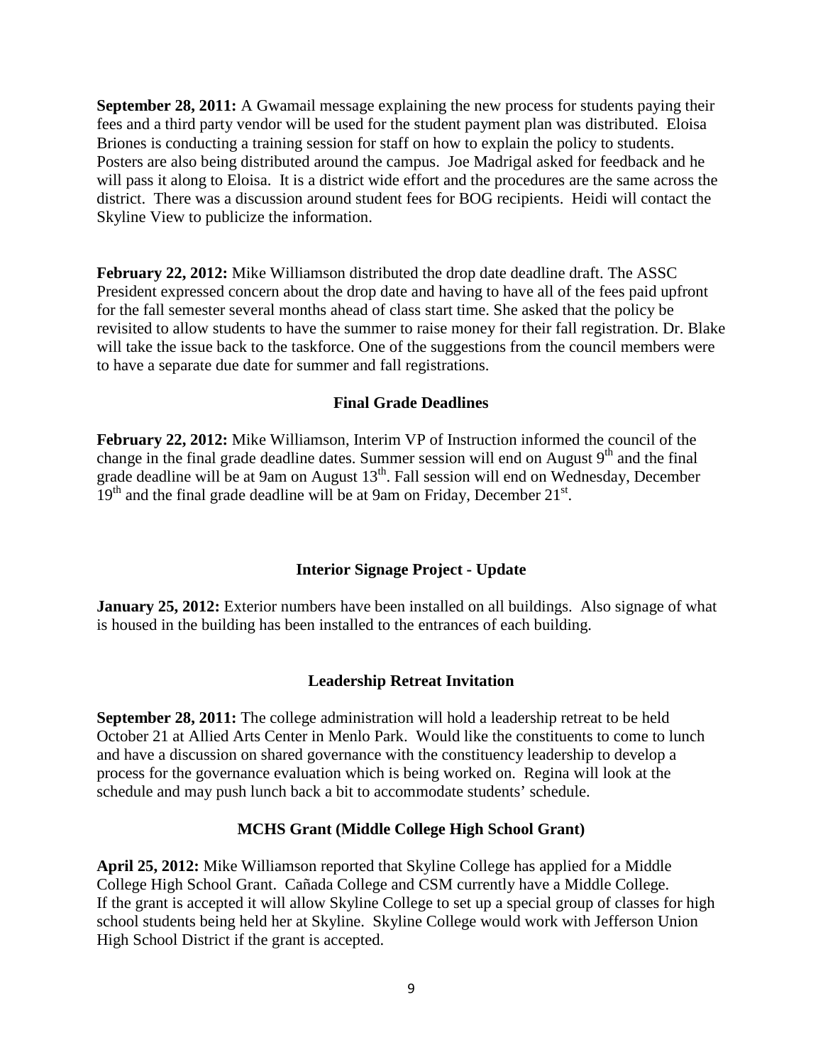**September 28, 2011:** A Gwamail message explaining the new process for students paying their fees and a third party vendor will be used for the student payment plan was distributed. Eloisa Briones is conducting a training session for staff on how to explain the policy to students. Posters are also being distributed around the campus. Joe Madrigal asked for feedback and he will pass it along to Eloisa. It is a district wide effort and the procedures are the same across the district. There was a discussion around student fees for BOG recipients. Heidi will contact the Skyline View to publicize the information.

**February 22, 2012:** Mike Williamson distributed the drop date deadline draft. The ASSC President expressed concern about the drop date and having to have all of the fees paid upfront for the fall semester several months ahead of class start time. She asked that the policy be revisited to allow students to have the summer to raise money for their fall registration. Dr. Blake will take the issue back to the taskforce. One of the suggestions from the council members were to have a separate due date for summer and fall registrations.

### Final Grade Deadlines

**February 22, 2012:** Mike Williamson, Interim VP of Instruction informed the council of the change in the final grade deadline dates. Summer session will end on August 9th and the final grade deadline will be at 9am on August 13th. Fall session will end on Wednesday, December 19th and the final grade deadline will be at 9am on Friday, December 21st.

### Interior Signage Project - Update

**January 25, 2012:** Exterior numbers have been installed on all buildings. Also signage of what is housed in the building has been installed to the entrances of each building.

### Leadership Retreat Invitation

**September 28, 2011:** The college administration will hold a leadership retreat to be held October 21 at Allied Arts Center in Menlo Park. Would like the constituents to come to lunch and have a discussion on shared governance with the constituency leadership to develop a process for the governance evaluation which is being worked on. Regina will look at the schedule and may push lunch back a bit to accommodate students' schedule.

### MCHS Grant (Middle College High School Grant)

**April 25, 2012:** Mike Williamson reported that Skyline College has applied for a Middle College High School Grant. Cañada College and CSM currently have a Middle College. If the grant is accepted it will allow Skyline College to set up a special group of classes for high school students being held her at Skyline. Skyline College would work with Jefferson Union High School District if the grant is accepted.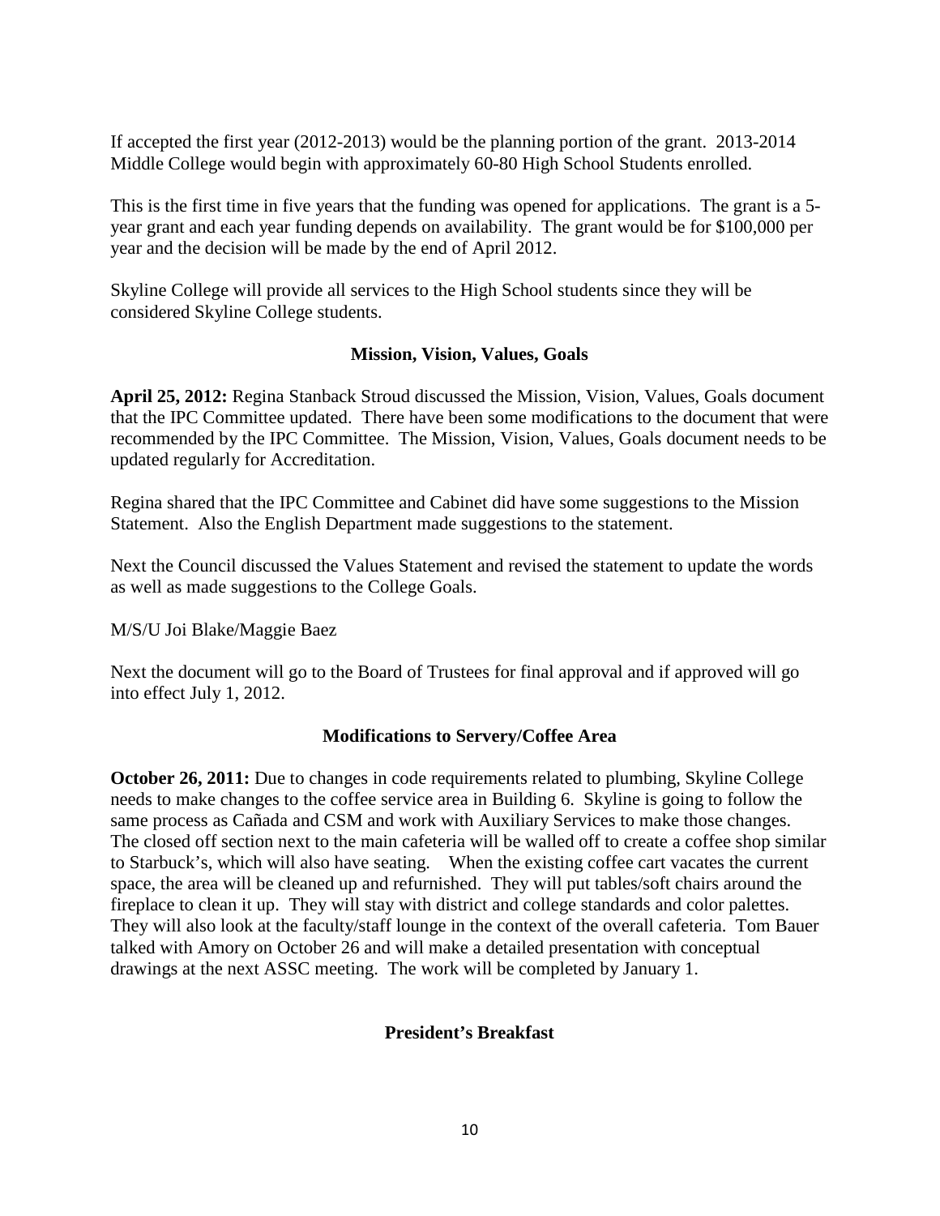If accepted the first year (2012-2013) would be the planning portion of the grant. 2013-2014 Middle College would begin with approximately 60-80 High School Students enrolled.

This is the first time in five years that the funding was opened for applications. The grant is a 5-year grant and each year funding depends on availability. The grant would be for $100,000 per year and the decision will be made by the end of April 2012.

Skyline College will provide all services to the High School students since they will be considered Skyline College students.

## Mission, Vision, Values, Goals

**April 25, 2012:** Regina Stanback Stroud discussed the Mission, Vision, Values, Goals document that the IPC Committee updated. There have been some modifications to the document that were recommended by the IPC Committee. The Mission, Vision, Values, Goals document needs to be updated regularly for Accreditation.

Regina shared that the IPC Committee and Cabinet did have some suggestions to the Mission Statement. Also the English Department made suggestions to the statement.

Next the Council discussed the Values Statement and revised the statement to update the words as well as made suggestions to the College Goals.

M/S/U Joi Blake/Maggie Baez

Next the document will go to the Board of Trustees for final approval and if approved will go into effect July 1, 2012.

## Modifications to Servery/Coffee Area

**October 26, 2011:** Due to changes in code requirements related to plumbing, Skyline College needs to make changes to the coffee service area in Building 6. Skyline is going to follow the same process as Cañada and CSM and work with Auxiliary Services to make those changes. The closed off section next to the main cafeteria will be walled off to create a coffee shop similar to Starbuck's, which will also have seating. When the existing coffee cart vacates the current space, the area will be cleaned up and refurnished. They will put tables/soft chairs around the fireplace to clean it up. They will stay with district and college standards and color palettes. They will also look at the faculty/staff lounge in the context of the overall cafeteria. Tom Bauer talked with Amory on October 26 and will make a detailed presentation with conceptual drawings at the next ASSC meeting. The work will be completed by January 1.

## President's Breakfast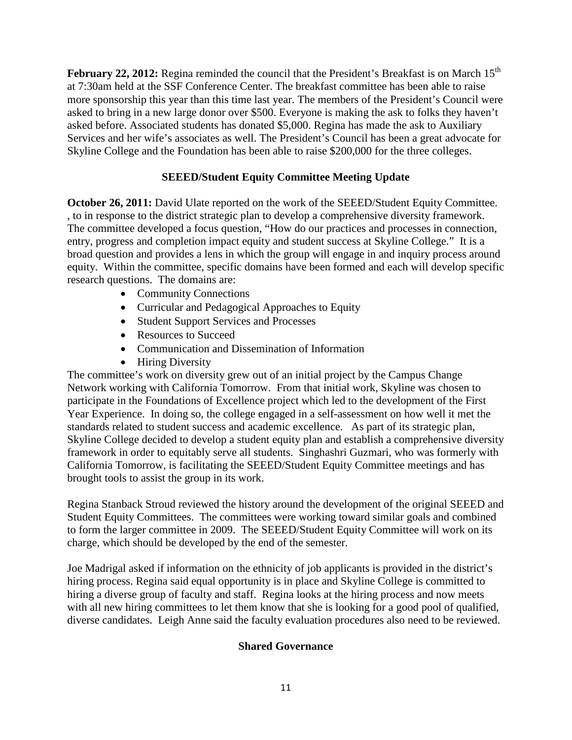**February 22, 2012:** Regina reminded the council that the President's Breakfast is on March 15th at 7:30am held at the SSF Conference Center. The breakfast committee has been able to raise more sponsorship this year than this time last year. The members of the President's Council were asked to bring in a new large donor over $500. Everyone is making the ask to folks they haven't asked before. Associated students has donated $5,000. Regina has made the ask to Auxiliary Services and her wife's associates as well. The President's Council has been a great advocate for Skyline College and the Foundation has been able to raise $200,000 for the three colleges.

## SEEED/Student Equity Committee Meeting Update

**October 26, 2011:** David Ulate reported on the work of the SEEED/Student Equity Committee. , to in response to the district strategic plan to develop a comprehensive diversity framework. The committee developed a focus question, "How do our practices and processes in connection, entry, progress and completion impact equity and student success at Skyline College." It is a broad question and provides a lens in which the group will engage in and inquiry process around equity. Within the committee, specific domains have been formed and each will develop specific research questions. The domains are:

- Community Connections
- Curricular and Pedagogical Approaches to Equity
- Student Support Services and Processes
- Resources to Succeed
- Communication and Dissemination of Information
- Hiring Diversity

The committee's work on diversity grew out of an initial project by the Campus Change Network working with California Tomorrow. From that initial work, Skyline was chosen to participate in the Foundations of Excellence project which led to the development of the First Year Experience. In doing so, the college engaged in a self-assessment on how well it met the standards related to student success and academic excellence. As part of its strategic plan, Skyline College decided to develop a student equity plan and establish a comprehensive diversity framework in order to equitably serve all students. Singhashri Guzmari, who was formerly with California Tomorrow, is facilitating the SEEED/Student Equity Committee meetings and has brought tools to assist the group in its work.

Regina Stanback Stroud reviewed the history around the development of the original SEEED and Student Equity Committees. The committees were working toward similar goals and combined to form the larger committee in 2009. The SEEED/Student Equity Committee will work on its charge, which should be developed by the end of the semester.

Joe Madrigal asked if information on the ethnicity of job applicants is provided in the district's hiring process. Regina said equal opportunity is in place and Skyline College is committed to hiring a diverse group of faculty and staff. Regina looks at the hiring process and now meets with all new hiring committees to let them know that she is looking for a good pool of qualified, diverse candidates. Leigh Anne said the faculty evaluation procedures also need to be reviewed.

## Shared Governance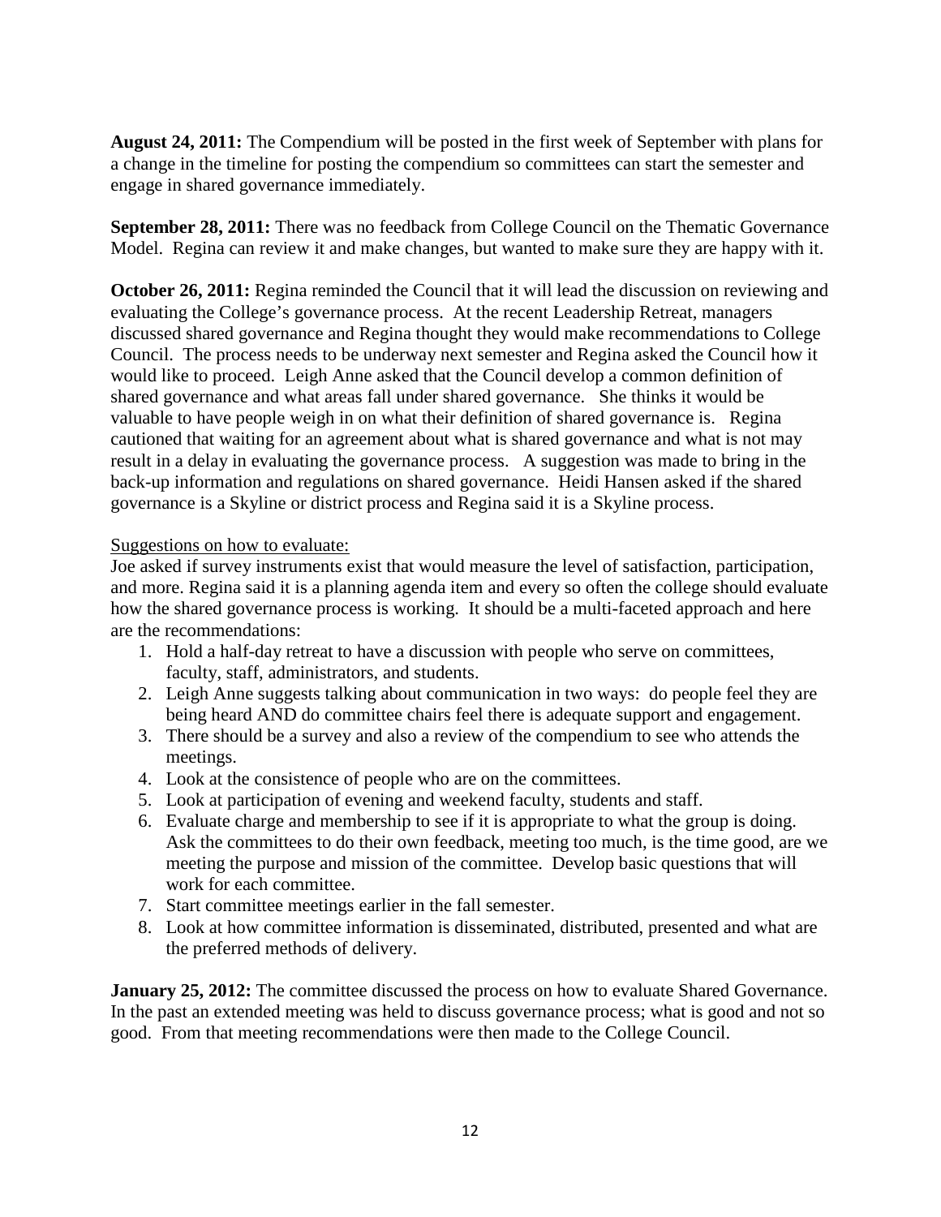**August 24, 2011:** The Compendium will be posted in the first week of September with plans for a change in the timeline for posting the compendium so committees can start the semester and engage in shared governance immediately.

**September 28, 2011:** There was no feedback from College Council on the Thematic Governance Model. Regina can review it and make changes, but wanted to make sure they are happy with it.

**October 26, 2011:** Regina reminded the Council that it will lead the discussion on reviewing and evaluating the College's governance process. At the recent Leadership Retreat, managers discussed shared governance and Regina thought they would make recommendations to College Council. The process needs to be underway next semester and Regina asked the Council how it would like to proceed. Leigh Anne asked that the Council develop a common definition of shared governance and what areas fall under shared governance. She thinks it would be valuable to have people weigh in on what their definition of shared governance is. Regina cautioned that waiting for an agreement about what is shared governance and what is not may result in a delay in evaluating the governance process. A suggestion was made to bring in the back-up information and regulations on shared governance. Heidi Hansen asked if the shared governance is a Skyline or district process and Regina said it is a Skyline process.

<u>Suggestions on how to evaluate:</u>
Joe asked if survey instruments exist that would measure the level of satisfaction, participation, and more. Regina said it is a planning agenda item and every so often the college should evaluate how the shared governance process is working. It should be a multi-faceted approach and here are the recommendations:

1. Hold a half-day retreat to have a discussion with people who serve on committees, faculty, staff, administrators, and students.
2. Leigh Anne suggests talking about communication in two ways: do people feel they are being heard AND do committee chairs feel there is adequate support and engagement.
3. There should be a survey and also a review of the compendium to see who attends the meetings.
4. Look at the consistence of people who are on the committees.
5. Look at participation of evening and weekend faculty, students and staff.
6. Evaluate charge and membership to see if it is appropriate to what the group is doing. Ask the committees to do their own feedback, meeting too much, is the time good, are we meeting the purpose and mission of the committee. Develop basic questions that will work for each committee.
7. Start committee meetings earlier in the fall semester.
8. Look at how committee information is disseminated, distributed, presented and what are the preferred methods of delivery.

**January 25, 2012:** The committee discussed the process on how to evaluate Shared Governance. In the past an extended meeting was held to discuss governance process; what is good and not so good. From that meeting recommendations were then made to the College Council.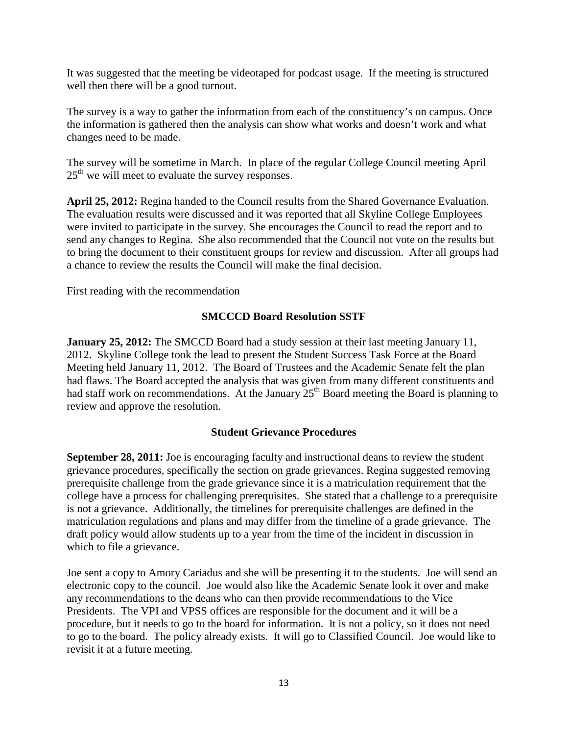It was suggested that the meeting be videotaped for podcast usage. If the meeting is structured well then there will be a good turnout.

The survey is a way to gather the information from each of the constituency's on campus. Once the information is gathered then the analysis can show what works and doesn't work and what changes need to be made.

The survey will be sometime in March. In place of the regular College Council meeting April 25th we will meet to evaluate the survey responses.

**April 25, 2012:** Regina handed to the Council results from the Shared Governance Evaluation. The evaluation results were discussed and it was reported that all Skyline College Employees were invited to participate in the survey. She encourages the Council to read the report and to send any changes to Regina. She also recommended that the Council not vote on the results but to bring the document to their constituent groups for review and discussion. After all groups had a chance to review the results the Council will make the final decision.

First reading with the recommendation

### SMCCCD Board Resolution SSTF

**January 25, 2012:** The SMCCD Board had a study session at their last meeting January 11, 2012. Skyline College took the lead to present the Student Success Task Force at the Board Meeting held January 11, 2012. The Board of Trustees and the Academic Senate felt the plan had flaws. The Board accepted the analysis that was given from many different constituents and had staff work on recommendations. At the January 25th Board meeting the Board is planning to review and approve the resolution.

### Student Grievance Procedures

**September 28, 2011:** Joe is encouraging faculty and instructional deans to review the student grievance procedures, specifically the section on grade grievances. Regina suggested removing prerequisite challenge from the grade grievance since it is a matriculation requirement that the college have a process for challenging prerequisites. She stated that a challenge to a prerequisite is not a grievance. Additionally, the timelines for prerequisite challenges are defined in the matriculation regulations and plans and may differ from the timeline of a grade grievance. The draft policy would allow students up to a year from the time of the incident in discussion in which to file a grievance.

Joe sent a copy to Amory Cariadus and she will be presenting it to the students. Joe will send an electronic copy to the council. Joe would also like the Academic Senate look it over and make any recommendations to the deans who can then provide recommendations to the Vice Presidents. The VPI and VPSS offices are responsible for the document and it will be a procedure, but it needs to go to the board for information. It is not a policy, so it does not need to go to the board. The policy already exists. It will go to Classified Council. Joe would like to revisit it at a future meeting.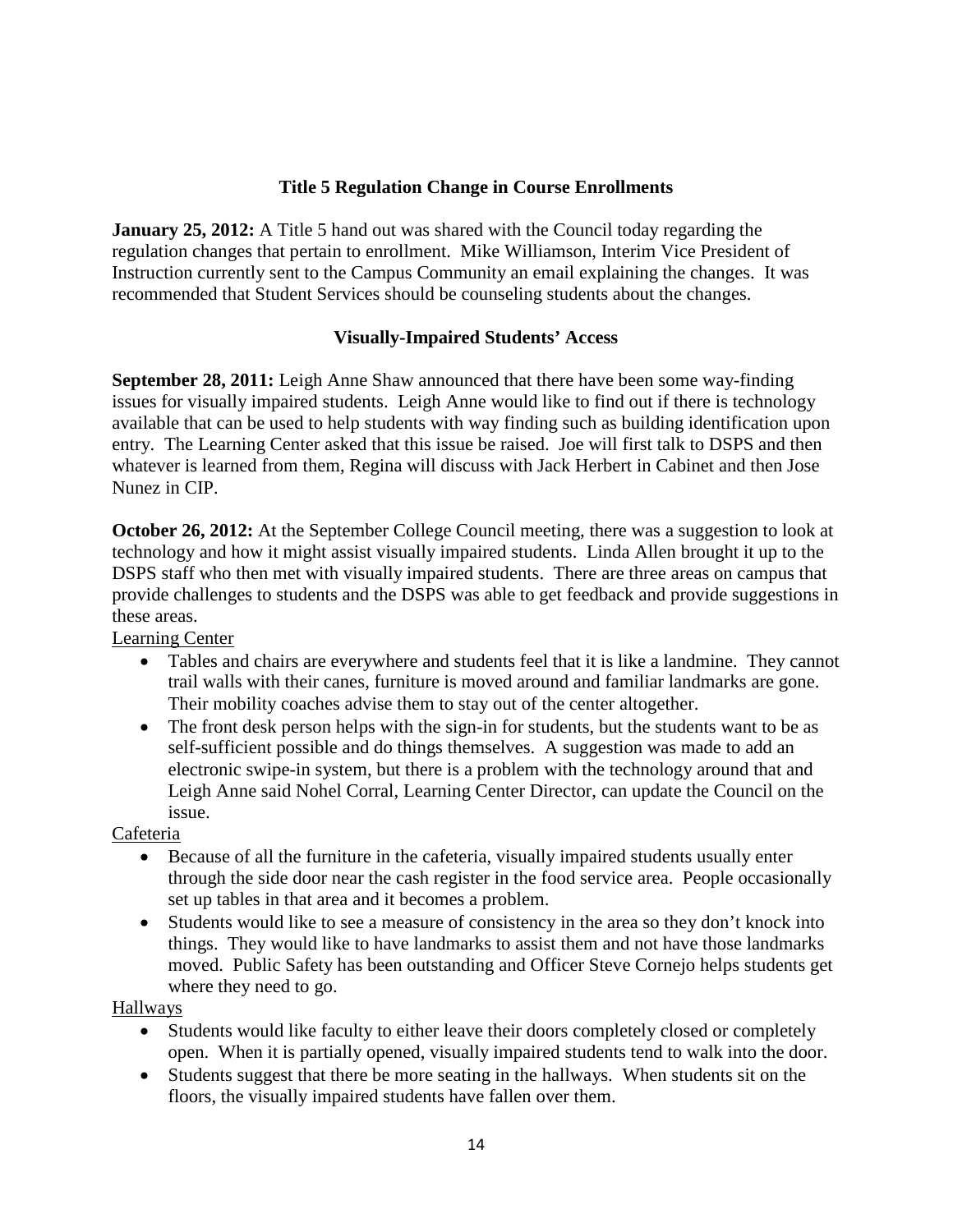## Title 5 Regulation Change in Course Enrollments

**January 25, 2012:** A Title 5 hand out was shared with the Council today regarding the regulation changes that pertain to enrollment. Mike Williamson, Interim Vice President of Instruction currently sent to the Campus Community an email explaining the changes. It was recommended that Student Services should be counseling students about the changes.

## Visually-Impaired Students' Access

**September 28, 2011:** Leigh Anne Shaw announced that there have been some way-finding issues for visually impaired students. Leigh Anne would like to find out if there is technology available that can be used to help students with way finding such as building identification upon entry. The Learning Center asked that this issue be raised. Joe will first talk to DSPS and then whatever is learned from them, Regina will discuss with Jack Herbert in Cabinet and then Jose Nunez in CIP.

**October 26, 2012:** At the September College Council meeting, there was a suggestion to look at technology and how it might assist visually impaired students. Linda Allen brought it up to the DSPS staff who then met with visually impaired students. There are three areas on campus that provide challenges to students and the DSPS was able to get feedback and provide suggestions in these areas.

<u>Learning Center</u>

- Tables and chairs are everywhere and students feel that it is like a landmine. They cannot trail walls with their canes, furniture is moved around and familiar landmarks are gone. Their mobility coaches advise them to stay out of the center altogether.
- The front desk person helps with the sign-in for students, but the students want to be as self-sufficient possible and do things themselves. A suggestion was made to add an electronic swipe-in system, but there is a problem with the technology around that and Leigh Anne said Nohel Corral, Learning Center Director, can update the Council on the issue.

<u>Cafeteria</u>

- Because of all the furniture in the cafeteria, visually impaired students usually enter through the side door near the cash register in the food service area. People occasionally set up tables in that area and it becomes a problem.
- Students would like to see a measure of consistency in the area so they don't knock into things. They would like to have landmarks to assist them and not have those landmarks moved. Public Safety has been outstanding and Officer Steve Cornejo helps students get where they need to go.

<u>Hallways</u>

- Students would like faculty to either leave their doors completely closed or completely open. When it is partially opened, visually impaired students tend to walk into the door.
- Students suggest that there be more seating in the hallways. When students sit on the floors, the visually impaired students have fallen over them.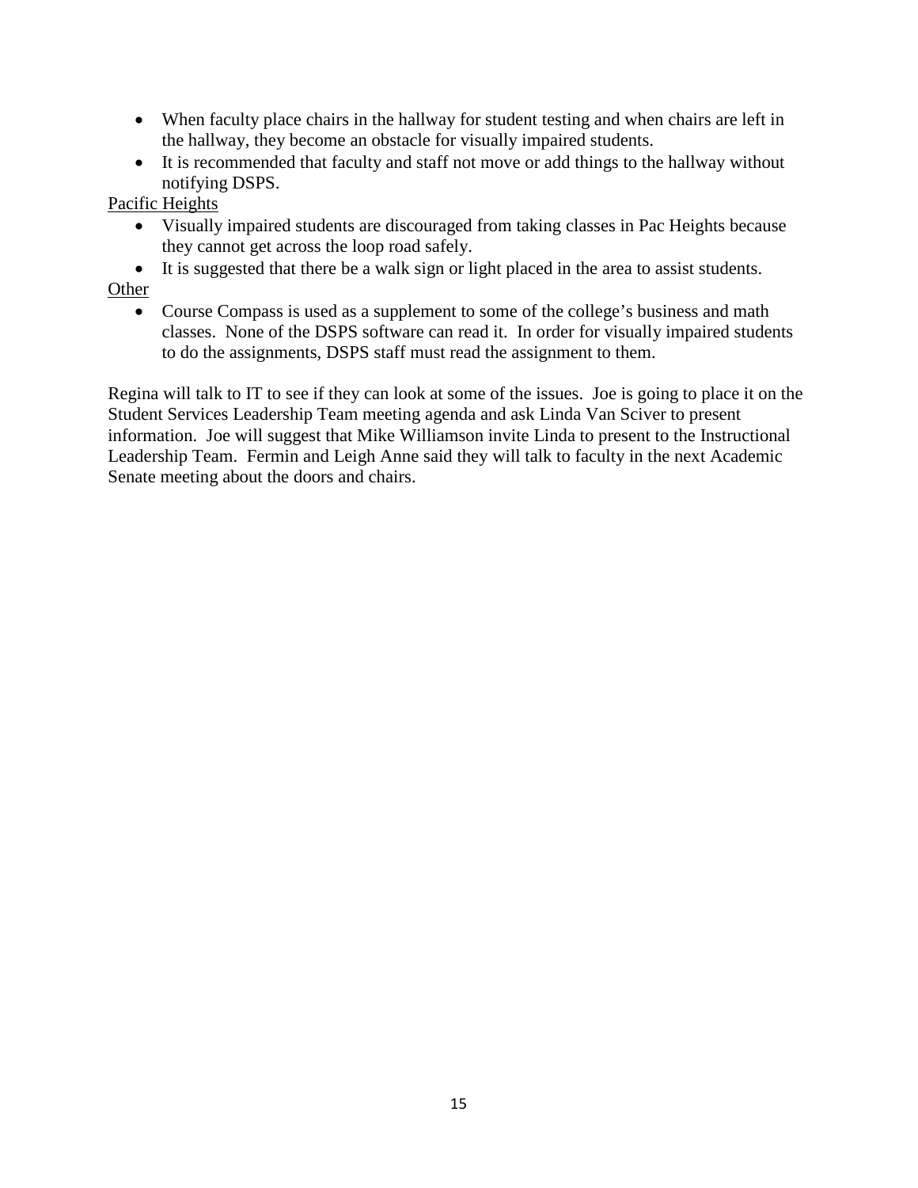- When faculty place chairs in the hallway for student testing and when chairs are left in the hallway, they become an obstacle for visually impaired students.
- It is recommended that faculty and staff not move or add things to the hallway without notifying DSPS.

<u>Pacific Heights</u>

- Visually impaired students are discouraged from taking classes in Pac Heights because they cannot get across the loop road safely.
- It is suggested that there be a walk sign or light placed in the area to assist students.

<u>Other</u>

- Course Compass is used as a supplement to some of the college's business and math classes. None of the DSPS software can read it. In order for visually impaired students to do the assignments, DSPS staff must read the assignment to them.

Regina will talk to IT to see if they can look at some of the issues. Joe is going to place it on the Student Services Leadership Team meeting agenda and ask Linda Van Sciver to present information. Joe will suggest that Mike Williamson invite Linda to present to the Instructional Leadership Team. Fermin and Leigh Anne said they will talk to faculty in the next Academic Senate meeting about the doors and chairs.